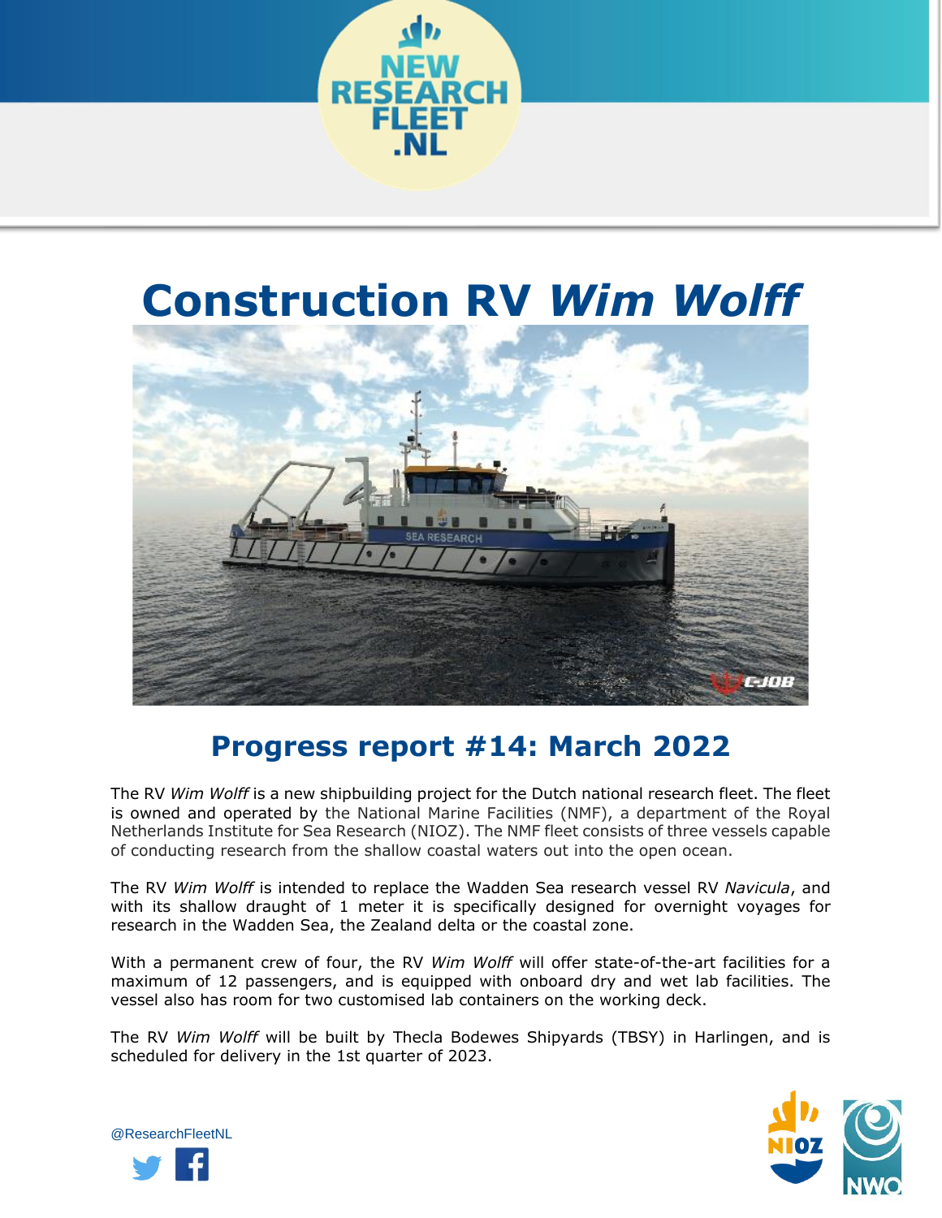# Construction RV *Wim Wolff*

## Progress report #14: March 2022

The RV *Wim Wolff* is a new shipbuilding project for the Dutch national research fleet. The fleet is owned and operated by the National Marine Facilities (NMF), a department of the Royal Netherlands Institute for Sea Research (NIOZ). The NMF fleet consists of three vessels capable of conducting research from the shallow coastal waters out into the open ocean.

The RV *Wim Wolff* is intended to replace the Wadden Sea research vessel RV *Navicula*, and with its shallow draught of 1 meter it is specifically designed for overnight voyages for research in the Wadden Sea, the Zealand delta or the coastal zone.

With a permanent crew of four, the RV *Wim Wolff* will offer state-of-the-art facilities for a maximum of 12 passengers, and is equipped with onboard dry and wet lab facilities. The vessel also has room for two customised lab containers on the working deck.

The RV *Wim Wolff* will be built by Thecla Bodewes Shipyards (TBSY) in Harlingen, and is scheduled for delivery in the 1st quarter of 2023.

@ResearchFleetNL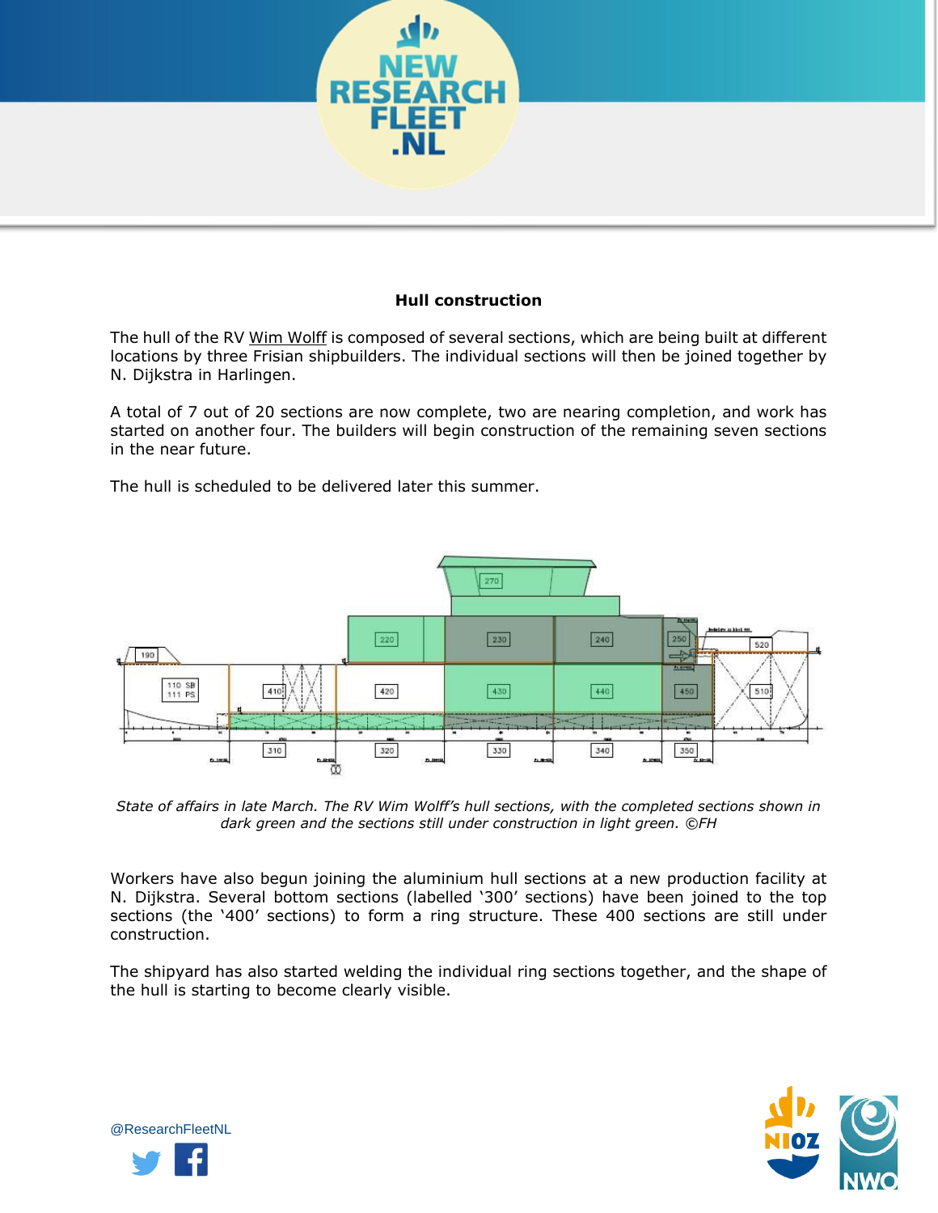## Hull construction

The hull of the RV Wim Wolff is composed of several sections, which are being built at different locations by three Frisian shipbuilders. The individual sections will then be joined together by N. Dijkstra in Harlingen.

A total of 7 out of 20 sections are now complete, two are nearing completion, and work has started on another four. The builders will begin construction of the remaining seven sections in the near future.

The hull is scheduled to be delivered later this summer.

*State of affairs in late March. The RV Wim Wolff's hull sections, with the completed sections shown in dark green and the sections still under construction in light green. ©FH*

Workers have also begun joining the aluminium hull sections at a new production facility at N. Dijkstra. Several bottom sections (labelled '300' sections) have been joined to the top sections (the '400' sections) to form a ring structure. These 400 sections are still under construction.

The shipyard has also started welding the individual ring sections together, and the shape of the hull is starting to become clearly visible.

@ResearchFleetNL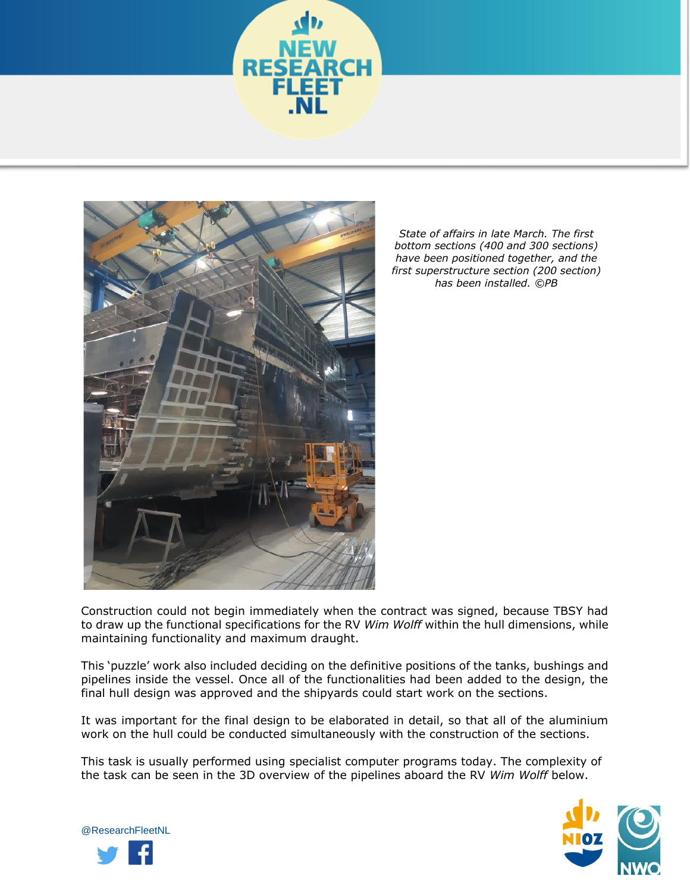*State of affairs in late March. The first bottom sections (400 and 300 sections) have been positioned together, and the first superstructure section (200 section) has been installed. ©PB*

Construction could not begin immediately when the contract was signed, because TBSY had to draw up the functional specifications for the RV *Wim Wolff* within the hull dimensions, while maintaining functionality and maximum draught.

This ‘puzzle’ work also included deciding on the definitive positions of the tanks, bushings and pipelines inside the vessel. Once all of the functionalities had been added to the design, the final hull design was approved and the shipyards could start work on the sections.

It was important for the final design to be elaborated in detail, so that all of the aluminium work on the hull could be conducted simultaneously with the construction of the sections.

This task is usually performed using specialist computer programs today. The complexity of the task can be seen in the 3D overview of the pipelines aboard the RV *Wim Wolff* below.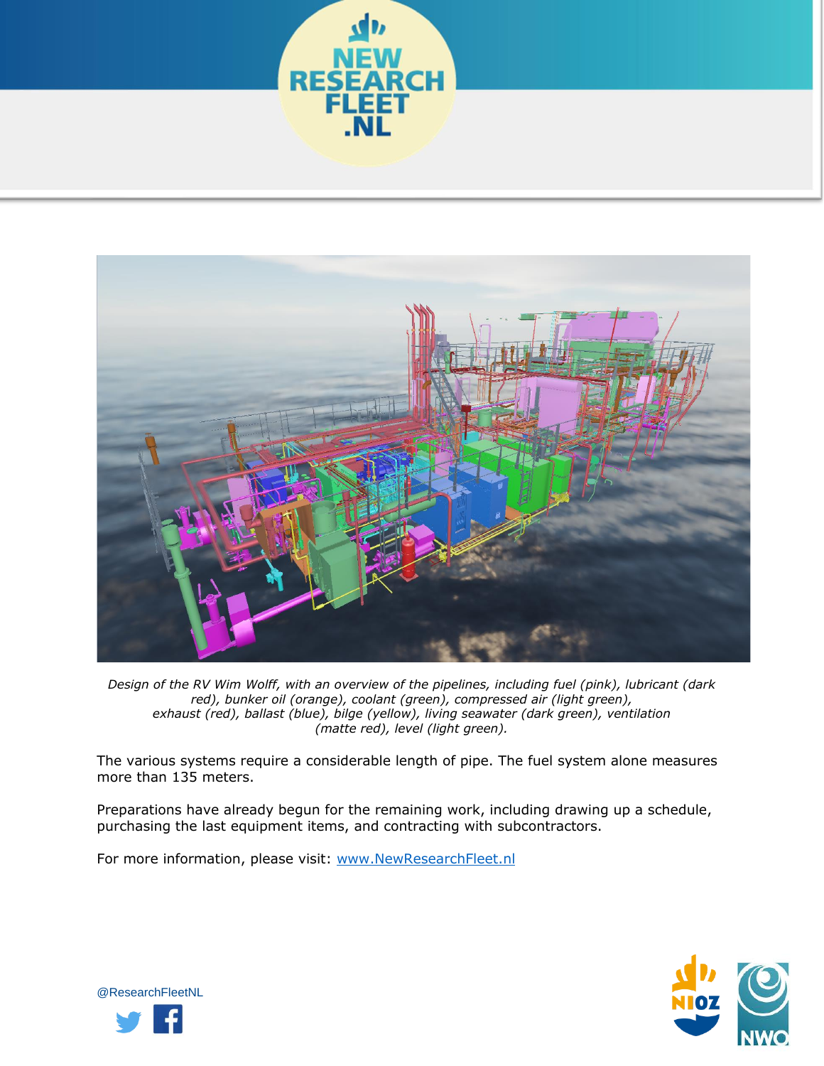*Design of the RV Wim Wolff, with an overview of the pipelines, including fuel (pink), lubricant (dark red), bunker oil (orange), coolant (green), compressed air (light green), exhaust (red), ballast (blue), bilge (yellow), living seawater (dark green), ventilation (matte red), level (light green).*

The various systems require a considerable length of pipe. The fuel system alone measures more than 135 meters.

Preparations have already begun for the remaining work, including drawing up a schedule, purchasing the last equipment items, and contracting with subcontractors.

For more information, please visit: [www.NewResearchFleet.nl](http://www.NewResearchFleet.nl)

@ResearchFleetNL